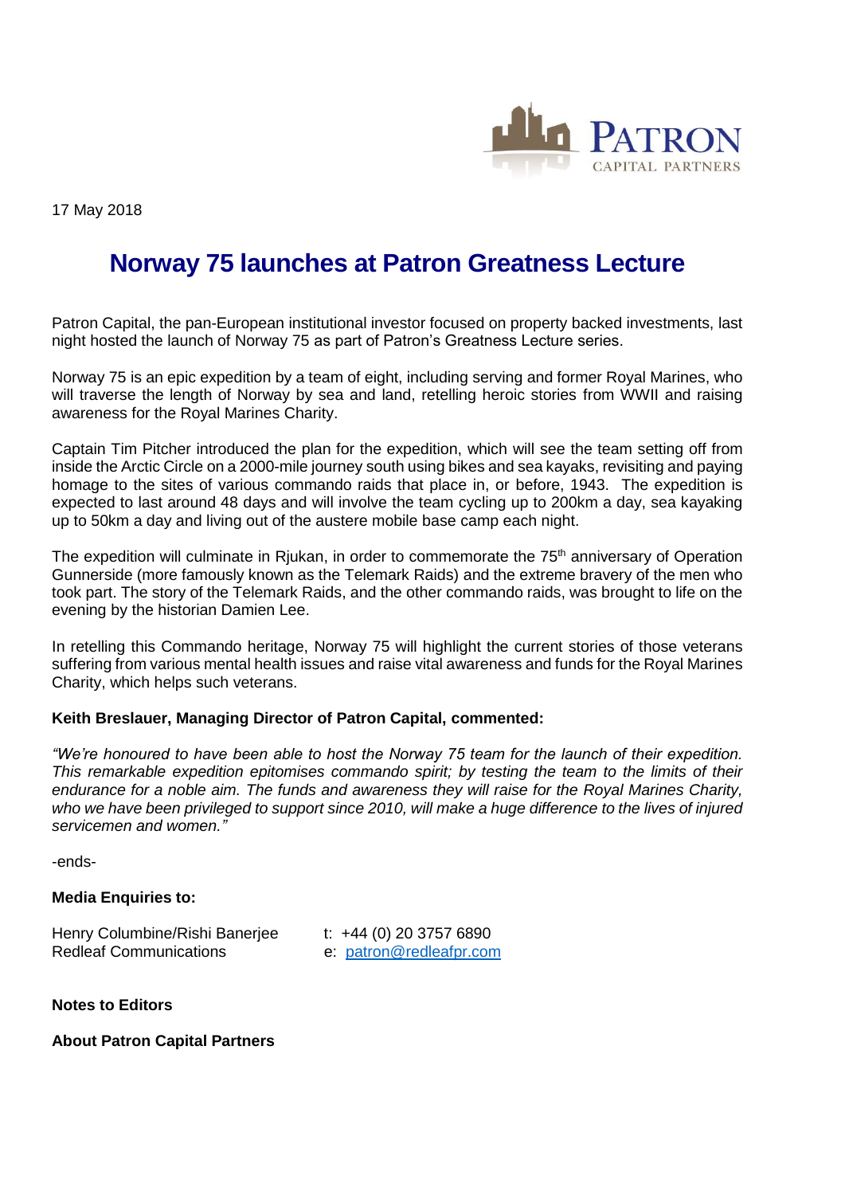17 May 2018

# Norway 75 launches at Patron Greatness Lecture

Patron Capital, the pan-European institutional investor focused on property backed investments, last night hosted the launch of Norway 75 as part of Patron's Greatness Lecture series.

Norway 75 is an epic expedition by a team of eight, including serving and former Royal Marines, who will traverse the length of Norway by sea and land, retelling heroic stories from WWII and raising awareness for the Royal Marines Charity.

Captain Tim Pitcher introduced the plan for the expedition, which will see the team setting off from inside the Arctic Circle on a 2000-mile journey south using bikes and sea kayaks, revisiting and paying homage to the sites of various commando raids that place in, or before, 1943. The expedition is expected to last around 48 days and will involve the team cycling up to 200km a day, sea kayaking up to 50km a day and living out of the austere mobile base camp each night.

The expedition will culminate in Rjukan, in order to commemorate the 75th anniversary of Operation Gunnerside (more famously known as the Telemark Raids) and the extreme bravery of the men who took part. The story of the Telemark Raids, and the other commando raids, was brought to life on the evening by the historian Damien Lee.

In retelling this Commando heritage, Norway 75 will highlight the current stories of those veterans suffering from various mental health issues and raise vital awareness and funds for the Royal Marines Charity, which helps such veterans.

**Keith Breslauer, Managing Director of Patron Capital, commented:**

*"We're honoured to have been able to host the Norway 75 team for the launch of their expedition. This remarkable expedition epitomises commando spirit; by testing the team to the limits of their endurance for a noble aim. The funds and awareness they will raise for the Royal Marines Charity, who we have been privileged to support since 2010, will make a huge difference to the lives of injured servicemen and women."*

-ends-

**Media Enquiries to:**

Henry Columbine/Rishi Banerjee — t: +44 (0) 20 3757 6890
Redleaf Communications — e: patron@redleafpr.com

**Notes to Editors**

**About Patron Capital Partners**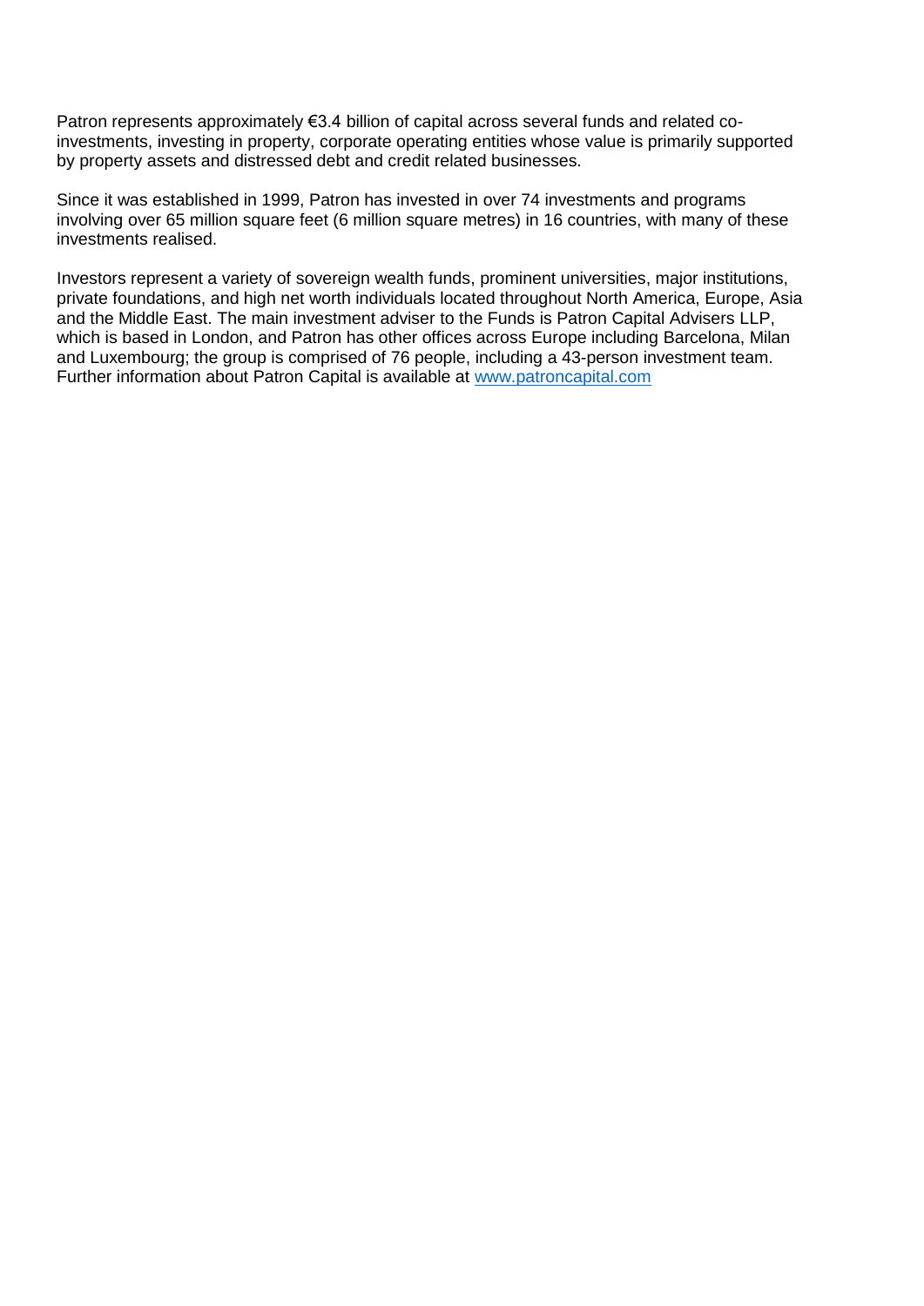Patron represents approximately €3.4 billion of capital across several funds and related co-investments, investing in property, corporate operating entities whose value is primarily supported by property assets and distressed debt and credit related businesses.

Since it was established in 1999, Patron has invested in over 74 investments and programs involving over 65 million square feet (6 million square metres) in 16 countries, with many of these investments realised.

Investors represent a variety of sovereign wealth funds, prominent universities, major institutions, private foundations, and high net worth individuals located throughout North America, Europe, Asia and the Middle East. The main investment adviser to the Funds is Patron Capital Advisers LLP, which is based in London, and Patron has other offices across Europe including Barcelona, Milan and Luxembourg; the group is comprised of 76 people, including a 43-person investment team. Further information about Patron Capital is available at [www.patroncapital.com](http://www.patroncapital.com)